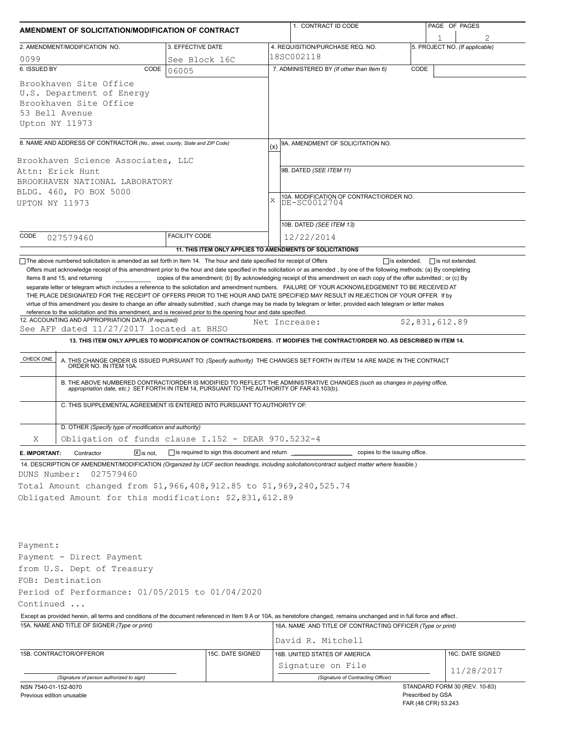# AMENDMENT OF SOLICITATION/MODIFICATION OF CONTRACT

| 1. CONTRACT ID CODE | PAGE OF PAGES |
|---|---|
| | 1 / 2 |

| 2. AMENDMENT/MODIFICATION NO. | 3. EFFECTIVE DATE | 4. REQUISITION/PURCHASE REQ. NO. | 5. PROJECT NO. (If applicable) |
|---|---|---|---|
| 0099 | See Block 16C | 18SC002118 | |

**6. ISSUED BY** CODE 06005

Brookhaven Site Office
U.S. Department of Energy
Brookhaven Site Office
53 Bell Avenue
Upton NY 11973

**7. ADMINISTERED BY** (If other than Item 6) CODE

**8. NAME AND ADDRESS OF CONTRACTOR** (No., street, county, State and ZIP Code)

Brookhaven Science Associates, LLC
Attn: Erick Hunt
BROOKHAVEN NATIONAL LABORATORY
BLDG. 460, PO BOX 5000
UPTON NY 11973

CODE 027579460 FACILITY CODE

(x) 9A. AMENDMENT OF SOLICITATION NO.

9B. DATED (SEE ITEM 11)

X 10A. MODIFICATION OF CONTRACT/ORDER NO.
DE-SC0012704

10B. DATED (SEE ITEM 13)
12/22/2014

**11. THIS ITEM ONLY APPLIES TO AMENDMENTS OF SOLICITATIONS**

☐ The above numbered solicitation is amended as set forth in Item 14. The hour and date specified for receipt of Offers ☐ is extended, ☐ is not extended.

Offers must acknowledge receipt of this amendment prior to the hour and date specified in the solicitation or as amended, by one of the following methods: (a) By completing Items 8 and 15, and returning \_\_\_\_\_\_ copies of the amendment; (b) By acknowledging receipt of this amendment on each copy of the offer submitted ; or (c) By separate letter or telegram which includes a reference to the solicitation and amendment numbers. FAILURE OF YOUR ACKNOWLEDGEMENT TO BE RECEIVED AT THE PLACE DESIGNATED FOR THE RECEIPT OF OFFERS PRIOR TO THE HOUR AND DATE SPECIFIED MAY RESULT IN REJECTION OF YOUR OFFER If by virtue of this amendment you desire to change an offer already submitted, such change may be made by telegram or letter, provided each telegram or letter makes reference to the solicitation and this amendment, and is received prior to the opening hour and date specified.

**12. ACCOUNTING AND APPROPRIATION DATA** (If required)
See AFP dated 11/27/2017 located at BHSO    Net Increase: $2,831,612.89

**13. THIS ITEM ONLY APPLIES TO MODIFICATION OF CONTRACTS/ORDERS. IT MODIFIES THE CONTRACT/ORDER NO. AS DESCRIBED IN ITEM 14.**

| CHECK ONE | |
|---|---|
| | A. THIS CHANGE ORDER IS ISSUED PURSUANT TO: (Specify authority) THE CHANGES SET FORTH IN ITEM 14 ARE MADE IN THE CONTRACT ORDER NO. IN ITEM 10A. |
| | B. THE ABOVE NUMBERED CONTRACT/ORDER IS MODIFIED TO REFLECT THE ADMINISTRATIVE CHANGES (such as changes in paying office, appropriation date, etc.) SET FORTH IN ITEM 14, PURSUANT TO THE AUTHORITY OF FAR 43.103(b). |
| | C. THIS SUPPLEMENTAL AGREEMENT IS ENTERED INTO PURSUANT TO AUTHORITY OF: |
| X | D. OTHER (Specify type of modification and authority) Obligation of funds clause I.152 - DEAR 970.5232-4 |

**E. IMPORTANT:** Contractor ☒ is not, ☐ is required to sign this document and return \_\_\_\_\_\_ copies to the issuing office.

**14. DESCRIPTION OF AMENDMENT/MODIFICATION** (Organized by UCF section headings, including solicitation/contract subject matter where feasible.)

DUNS Number: 027579460
Total Amount changed from $1,966,408,912.85 to $1,969,240,525.74
Obligated Amount for this modification: $2,831,612.89

Payment:
Payment - Direct Payment
from U.S. Dept of Treasury
FOB: Destination
Period of Performance: 01/05/2015 to 01/04/2020
Continued ...

Except as provided herein, all terms and conditions of the document referenced in Item 9 A or 10A, as heretofore changed, remains unchanged and in full force and effect.

| 15A. NAME AND TITLE OF SIGNER (Type or print) | | 16A. NAME AND TITLE OF CONTRACTING OFFICER (Type or print) | |
|---|---|---|---|
| | | David R. Mitchell | |
| 15B. CONTRACTOR/OFFEROR | 15C. DATE SIGNED | 16B. UNITED STATES OF AMERICA | 16C. DATE SIGNED |
| (Signature of person authorized to sign) | | Signature on File (Signature of Contracting Officer) | 11/28/2017 |

NSN 7540-01-152-8070
Previous edition unusable

STANDARD FORM 30 (REV. 10-83)
Prescribed by GSA
FAR (48 CFR) 53.243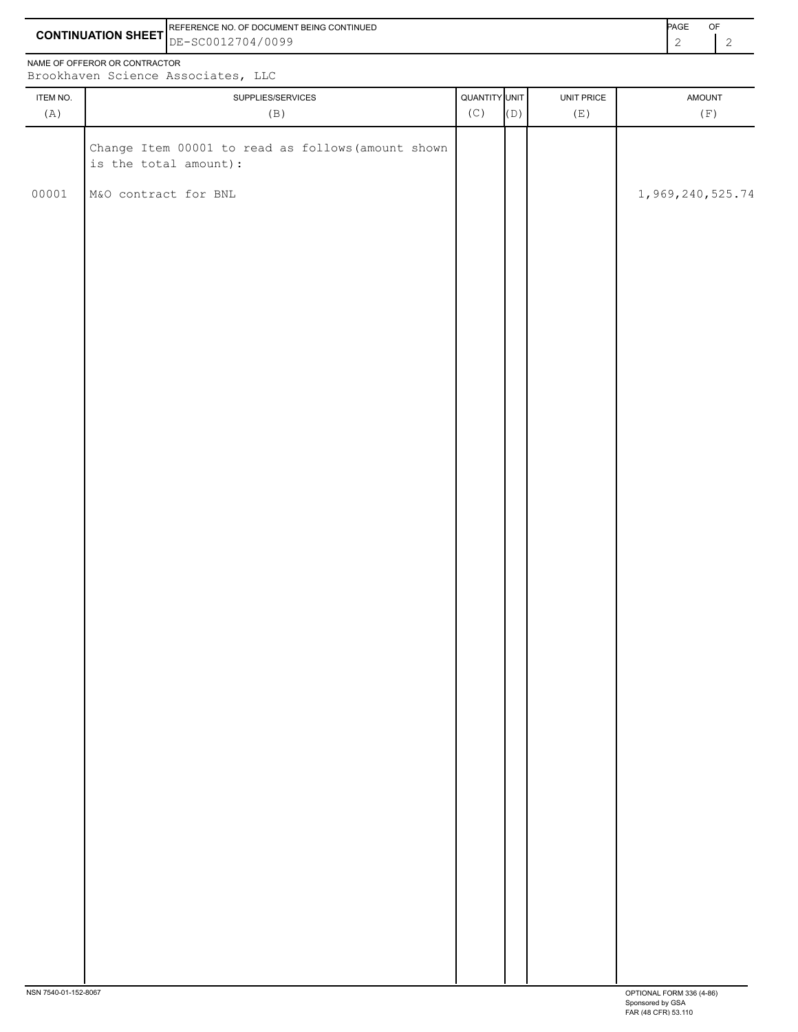**CONTINUATION SHEET**

REFERENCE NO. OF DOCUMENT BEING CONTINUED
DE-SC0012704/0099

NAME OF OFFEROR OR CONTRACTOR
Brookhaven Science Associates, LLC

| ITEM NO. (A) | SUPPLIES/SERVICES (B) | QUANTITY (C) | UNIT (D) | UNIT PRICE (E) | AMOUNT (F) |
|---|---|---|---|---|---|
| | Change Item 00001 to read as follows(amount shown is the total amount): | | | | |
| 00001 | M&O contract for BNL | | | | 1,969,240,525.74 |

NSN 7540-01-152-8067

OPTIONAL FORM 336 (4-86)
Sponsored by GSA
FAR (48 CFR) 53.110